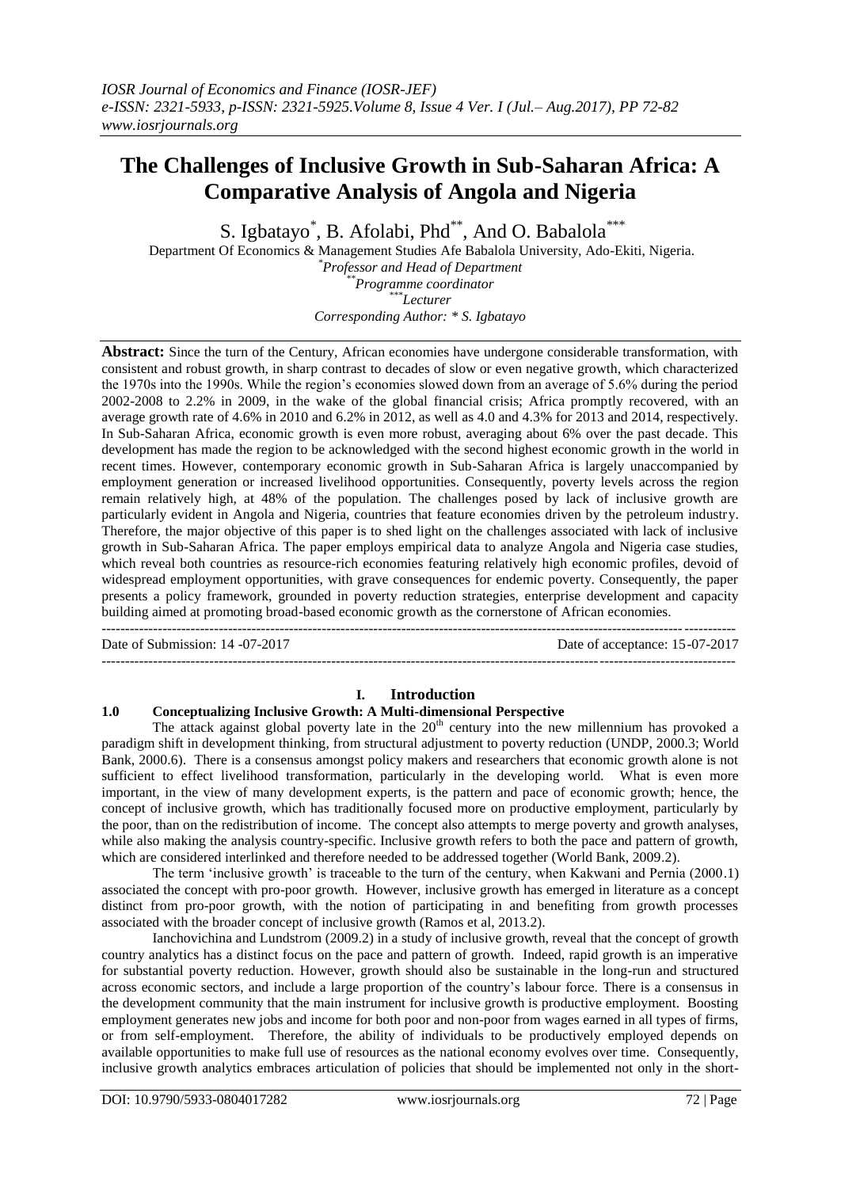# The Challenges of Inclusive Growth in Sub-Saharan Africa: A Comparative Analysis of Angola and Nigeria

S. Igbatayo[*], B. Afolabi, Phd[**], And O. Babalola[***]

Department Of Economics & Management Studies Afe Babalola University, Ado-Ekiti, Nigeria.

[*] *Professor and Head of Department*

[**] *Programme coordinator*

[***] *Lecturer*

*Corresponding Author: * S. Igbatayo*

**Abstract:** Since the turn of the Century, African economies have undergone considerable transformation, with consistent and robust growth, in sharp contrast to decades of slow or even negative growth, which characterized the 1970s into the 1990s. While the region's economies slowed down from an average of 5.6% during the period 2002-2008 to 2.2% in 2009, in the wake of the global financial crisis; Africa promptly recovered, with an average growth rate of 4.6% in 2010 and 6.2% in 2012, as well as 4.0 and 4.3% for 2013 and 2014, respectively. In Sub-Saharan Africa, economic growth is even more robust, averaging about 6% over the past decade. This development has made the region to be acknowledged with the second highest economic growth in the world in recent times. However, contemporary economic growth in Sub-Saharan Africa is largely unaccompanied by employment generation or increased livelihood opportunities. Consequently, poverty levels across the region remain relatively high, at 48% of the population. The challenges posed by lack of inclusive growth are particularly evident in Angola and Nigeria, countries that feature economies driven by the petroleum industry. Therefore, the major objective of this paper is to shed light on the challenges associated with lack of inclusive growth in Sub-Saharan Africa. The paper employs empirical data to analyze Angola and Nigeria case studies, which reveal both countries as resource-rich economies featuring relatively high economic profiles, devoid of widespread employment opportunities, with grave consequences for endemic poverty. Consequently, the paper presents a policy framework, grounded in poverty reduction strategies, enterprise development and capacity building aimed at promoting broad-based economic growth as the cornerstone of African economies.

---

Date of Submission: 14 -07-2017 Date of acceptance: 15-07-2017

---

## I. Introduction

### 1.0 Conceptualizing Inclusive Growth: A Multi-dimensional Perspective

The attack against global poverty late in the 20th century into the new millennium has provoked a paradigm shift in development thinking, from structural adjustment to poverty reduction (UNDP, 2000.3; World Bank, 2000.6). There is a consensus amongst policy makers and researchers that economic growth alone is not sufficient to effect livelihood transformation, particularly in the developing world. What is even more important, in the view of many development experts, is the pattern and pace of economic growth; hence, the concept of inclusive growth, which has traditionally focused more on productive employment, particularly by the poor, than on the redistribution of income. The concept also attempts to merge poverty and growth analyses, while also making the analysis country-specific. Inclusive growth refers to both the pace and pattern of growth, which are considered interlinked and therefore needed to be addressed together (World Bank, 2009.2).

The term 'inclusive growth' is traceable to the turn of the century, when Kakwani and Pernia (2000.1) associated the concept with pro-poor growth. However, inclusive growth has emerged in literature as a concept distinct from pro-poor growth, with the notion of participating in and benefiting from growth processes associated with the broader concept of inclusive growth (Ramos et al, 2013.2).

Ianchovichina and Lundstrom (2009.2) in a study of inclusive growth, reveal that the concept of growth country analytics has a distinct focus on the pace and pattern of growth. Indeed, rapid growth is an imperative for substantial poverty reduction. However, growth should also be sustainable in the long-run and structured across economic sectors, and include a large proportion of the country's labour force. There is a consensus in the development community that the main instrument for inclusive growth is productive employment. Boosting employment generates new jobs and income for both poor and non-poor from wages earned in all types of firms, or from self-employment. Therefore, the ability of individuals to be productively employed depends on available opportunities to make full use of resources as the national economy evolves over time. Consequently, inclusive growth analytics embraces articulation of policies that should be implemented not only in the short-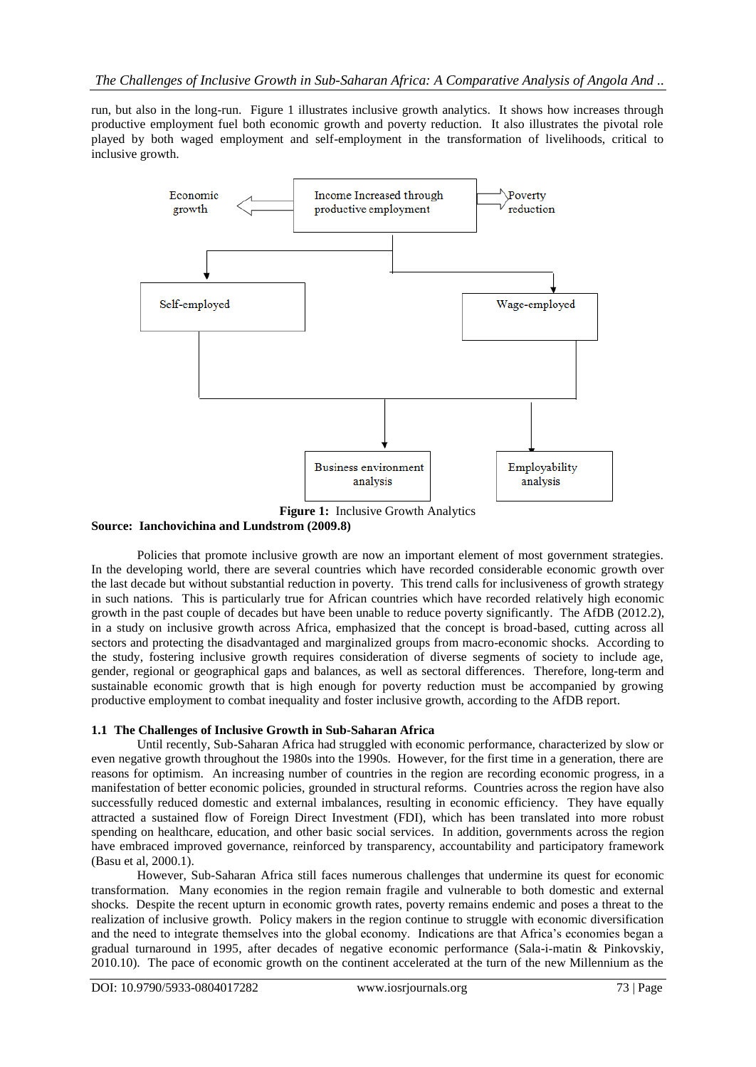run, but also in the long-run. Figure 1 illustrates inclusive growth analytics. It shows how increases through productive employment fuel both economic growth and poverty reduction. It also illustrates the pivotal role played by both waged employment and self-employment in the transformation of livelihoods, critical to inclusive growth.

Economic growth

Income Increased through productive employment

Poverty reduction

Self-employed

Wage-employed

Business environment analysis

Employability analysis

**Figure 1:** Inclusive Growth Analytics

**Source: Ianchovichina and Lundstrom (2009.8)**

Policies that promote inclusive growth are now an important element of most government strategies. In the developing world, there are several countries which have recorded considerable economic growth over the last decade but without substantial reduction in poverty. This trend calls for inclusiveness of growth strategy in such nations. This is particularly true for African countries which have recorded relatively high economic growth in the past couple of decades but have been unable to reduce poverty significantly. The AfDB (2012.2), in a study on inclusive growth across Africa, emphasized that the concept is broad-based, cutting across all sectors and protecting the disadvantaged and marginalized groups from macro-economic shocks. According to the study, fostering inclusive growth requires consideration of diverse segments of society to include age, gender, regional or geographical gaps and balances, as well as sectoral differences. Therefore, long-term and sustainable economic growth that is high enough for poverty reduction must be accompanied by growing productive employment to combat inequality and foster inclusive growth, according to the AfDB report.

### 1.1 The Challenges of Inclusive Growth in Sub-Saharan Africa

Until recently, Sub-Saharan Africa had struggled with economic performance, characterized by slow or even negative growth throughout the 1980s into the 1990s. However, for the first time in a generation, there are reasons for optimism. An increasing number of countries in the region are recording economic progress, in a manifestation of better economic policies, grounded in structural reforms. Countries across the region have also successfully reduced domestic and external imbalances, resulting in economic efficiency. They have equally attracted a sustained flow of Foreign Direct Investment (FDI), which has been translated into more robust spending on healthcare, education, and other basic social services. In addition, governments across the region have embraced improved governance, reinforced by transparency, accountability and participatory framework (Basu et al, 2000.1).

However, Sub-Saharan Africa still faces numerous challenges that undermine its quest for economic transformation. Many economies in the region remain fragile and vulnerable to both domestic and external shocks. Despite the recent upturn in economic growth rates, poverty remains endemic and poses a threat to the realization of inclusive growth. Policy makers in the region continue to struggle with economic diversification and the need to integrate themselves into the global economy. Indications are that Africa's economies began a gradual turnaround in 1995, after decades of negative economic performance (Sala-i-matin & Pinkovskiy, 2010.10). The pace of economic growth on the continent accelerated at the turn of the new Millennium as the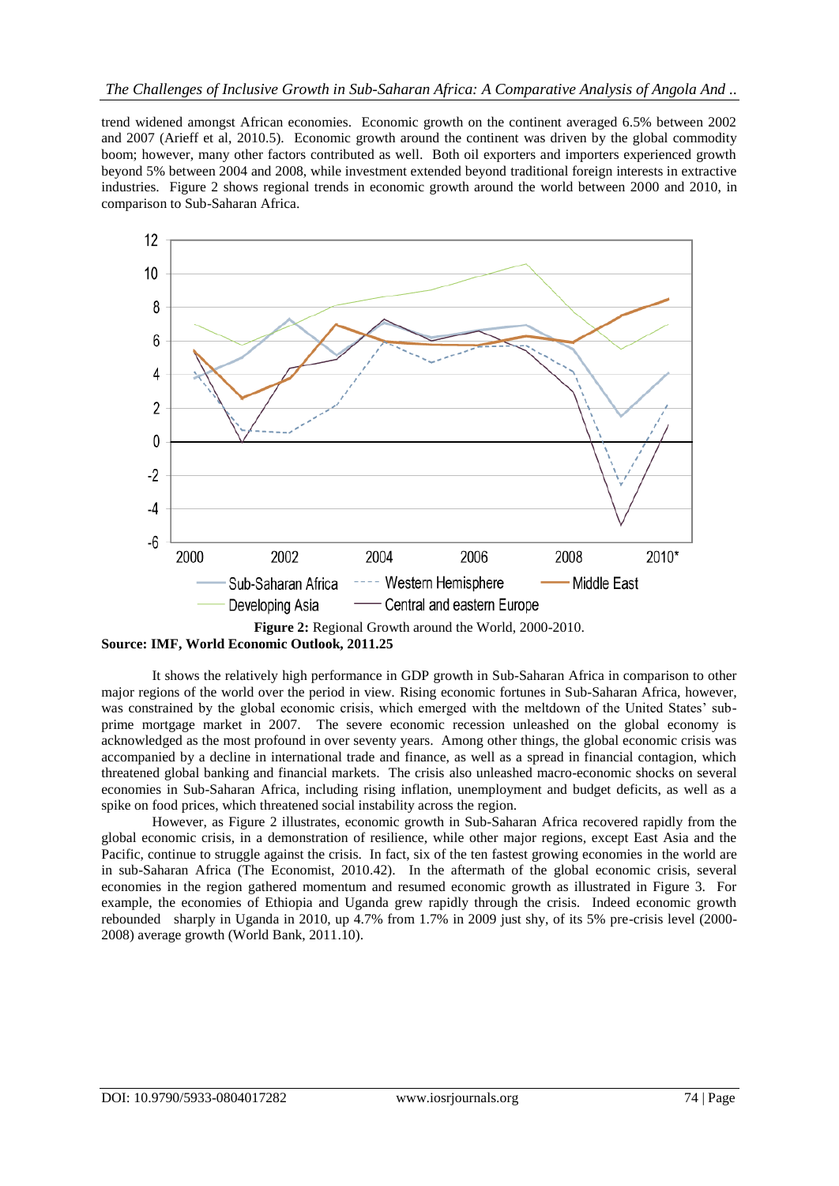trend widened amongst African economies. Economic growth on the continent averaged 6.5% between 2002 and 2007 (Arieff et al, 2010.5). Economic growth around the continent was driven by the global commodity boom; however, many other factors contributed as well. Both oil exporters and importers experienced growth beyond 5% between 2004 and 2008, while investment extended beyond traditional foreign interests in extractive industries. Figure 2 shows regional trends in economic growth around the world between 2000 and 2010, in comparison to Sub-Saharan Africa.

**Figure 2:** Regional Growth around the World, 2000-2010.

**Source: IMF, World Economic Outlook, 2011.25**

It shows the relatively high performance in GDP growth in Sub-Saharan Africa in comparison to other major regions of the world over the period in view. Rising economic fortunes in Sub-Saharan Africa, however, was constrained by the global economic crisis, which emerged with the meltdown of the United States' sub-prime mortgage market in 2007. The severe economic recession unleashed on the global economy is acknowledged as the most profound in over seventy years. Among other things, the global economic crisis was accompanied by a decline in international trade and finance, as well as a spread in financial contagion, which threatened global banking and financial markets. The crisis also unleashed macro-economic shocks on several economies in Sub-Saharan Africa, including rising inflation, unemployment and budget deficits, as well as a spike on food prices, which threatened social instability across the region.

However, as Figure 2 illustrates, economic growth in Sub-Saharan Africa recovered rapidly from the global economic crisis, in a demonstration of resilience, while other major regions, except East Asia and the Pacific, continue to struggle against the crisis. In fact, six of the ten fastest growing economies in the world are in sub-Saharan Africa (The Economist, 2010.42). In the aftermath of the global economic crisis, several economies in the region gathered momentum and resumed economic growth as illustrated in Figure 3. For example, the economies of Ethiopia and Uganda grew rapidly through the crisis. Indeed economic growth rebounded sharply in Uganda in 2010, up 4.7% from 1.7% in 2009 just shy, of its 5% pre-crisis level (2000-2008) average growth (World Bank, 2011.10).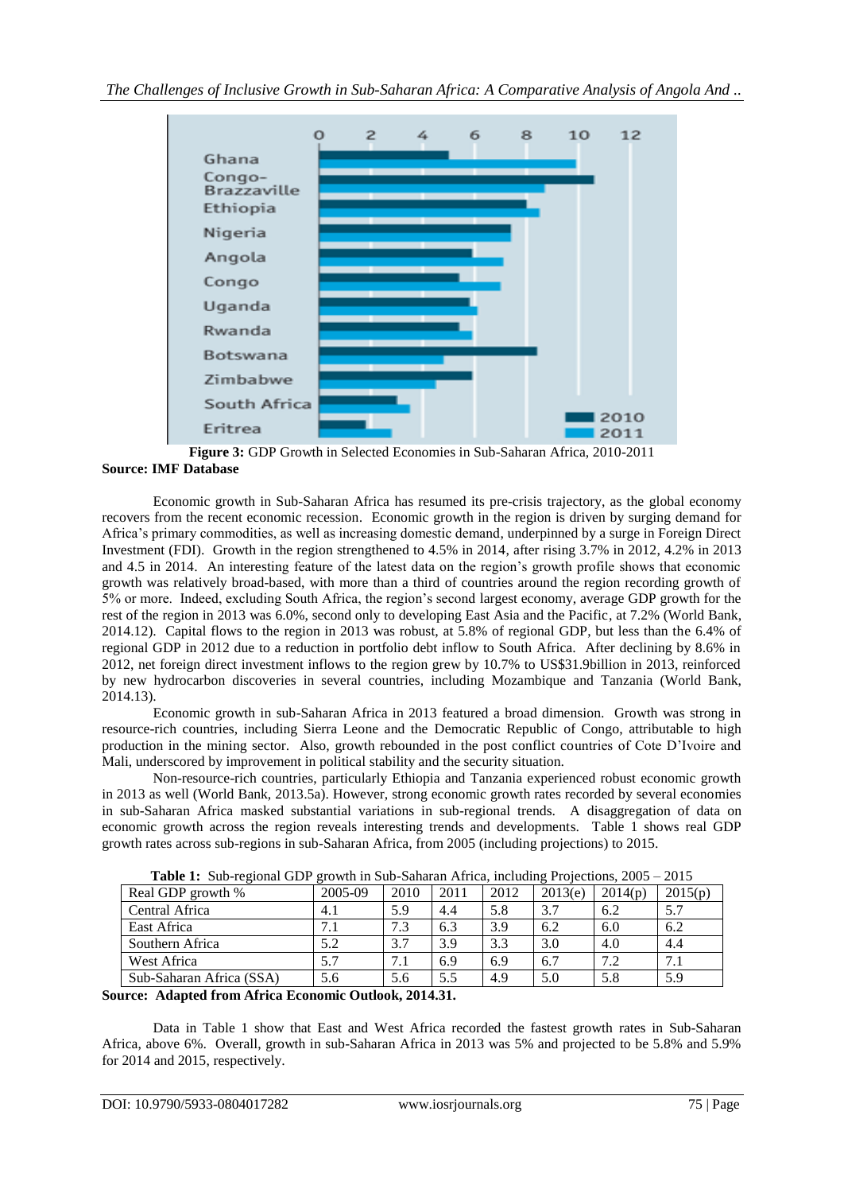**Figure 3:** GDP Growth in Selected Economies in Sub-Saharan Africa, 2010-2011
**Source: IMF Database**

Economic growth in Sub-Saharan Africa has resumed its pre-crisis trajectory, as the global economy recovers from the recent economic recession. Economic growth in the region is driven by surging demand for Africa's primary commodities, as well as increasing domestic demand, underpinned by a surge in Foreign Direct Investment (FDI). Growth in the region strengthened to 4.5% in 2014, after rising 3.7% in 2012, 4.2% in 2013 and 4.5 in 2014. An interesting feature of the latest data on the region's growth profile shows that economic growth was relatively broad-based, with more than a third of countries around the region recording growth of 5% or more. Indeed, excluding South Africa, the region's second largest economy, average GDP growth for the rest of the region in 2013 was 6.0%, second only to developing East Asia and the Pacific, at 7.2% (World Bank, 2014.12). Capital flows to the region in 2013 was robust, at 5.8% of regional GDP, but less than the 6.4% of regional GDP in 2012 due to a reduction in portfolio debt inflow to South Africa. After declining by 8.6% in 2012, net foreign direct investment inflows to the region grew by 10.7% to US$31.9billion in 2013, reinforced by new hydrocarbon discoveries in several countries, including Mozambique and Tanzania (World Bank, 2014.13).

Economic growth in sub-Saharan Africa in 2013 featured a broad dimension. Growth was strong in resource-rich countries, including Sierra Leone and the Democratic Republic of Congo, attributable to high production in the mining sector. Also, growth rebounded in the post conflict countries of Cote D'Ivoire and Mali, underscored by improvement in political stability and the security situation.

Non-resource-rich countries, particularly Ethiopia and Tanzania experienced robust economic growth in 2013 as well (World Bank, 2013.5a). However, strong economic growth rates recorded by several economies in sub-Saharan Africa masked substantial variations in sub-regional trends. A disaggregation of data on economic growth across the region reveals interesting trends and developments. Table 1 shows real GDP growth rates across sub-regions in sub-Saharan Africa, from 2005 (including projections) to 2015.

**Table 1:** Sub-regional GDP growth in Sub-Saharan Africa, including Projections, 2005 – 2015

| Real GDP growth % | 2005-09 | 2010 | 2011 | 2012 | 2013(e) | 2014(p) | 2015(p) |
|---|---|---|---|---|---|---|---|
| Central Africa | 4.1 | 5.9 | 4.4 | 5.8 | 3.7 | 6.2 | 5.7 |
| East Africa | 7.1 | 7.3 | 6.3 | 3.9 | 6.2 | 6.0 | 6.2 |
| Southern Africa | 5.2 | 3.7 | 3.9 | 3.3 | 3.0 | 4.0 | 4.4 |
| West Africa | 5.7 | 7.1 | 6.9 | 6.9 | 6.7 | 7.2 | 7.1 |
| Sub-Saharan Africa (SSA) | 5.6 | 5.6 | 5.5 | 4.9 | 5.0 | 5.8 | 5.9 |

**Source: Adapted from Africa Economic Outlook, 2014.31.**

Data in Table 1 show that East and West Africa recorded the fastest growth rates in Sub-Saharan Africa, above 6%. Overall, growth in sub-Saharan Africa in 2013 was 5% and projected to be 5.8% and 5.9% for 2014 and 2015, respectively.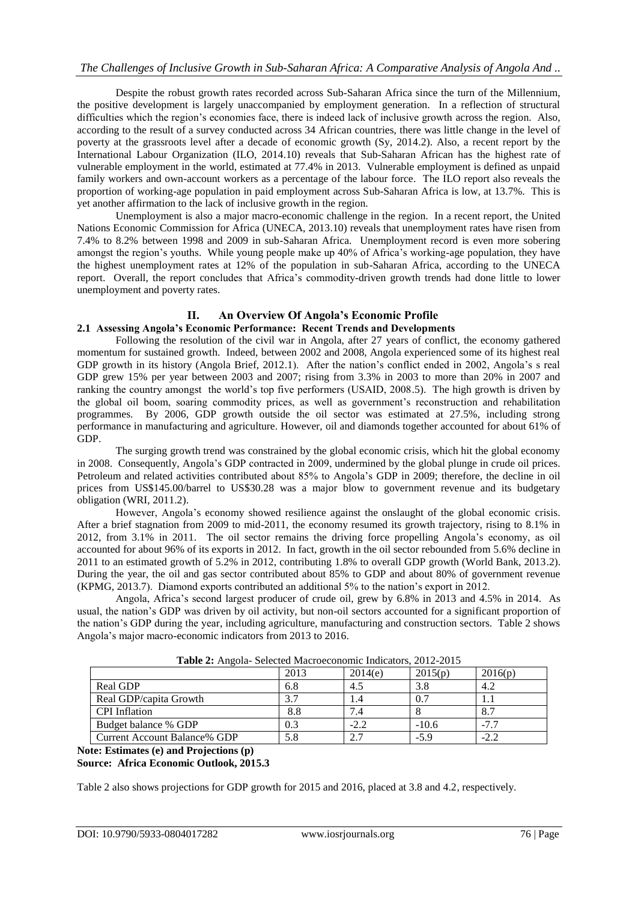Despite the robust growth rates recorded across Sub-Saharan Africa since the turn of the Millennium, the positive development is largely unaccompanied by employment generation. In a reflection of structural difficulties which the region's economies face, there is indeed lack of inclusive growth across the region. Also, according to the result of a survey conducted across 34 African countries, there was little change in the level of poverty at the grassroots level after a decade of economic growth (Sy, 2014.2). Also, a recent report by the International Labour Organization (ILO, 2014.10) reveals that Sub-Saharan African has the highest rate of vulnerable employment in the world, estimated at 77.4% in 2013. Vulnerable employment is defined as unpaid family workers and own-account workers as a percentage of the labour force. The ILO report also reveals the proportion of working-age population in paid employment across Sub-Saharan Africa is low, at 13.7%. This is yet another affirmation to the lack of inclusive growth in the region.

Unemployment is also a major macro-economic challenge in the region. In a recent report, the United Nations Economic Commission for Africa (UNECA, 2013.10) reveals that unemployment rates have risen from 7.4% to 8.2% between 1998 and 2009 in sub-Saharan Africa. Unemployment record is even more sobering amongst the region's youths. While young people make up 40% of Africa's working-age population, they have the highest unemployment rates at 12% of the population in sub-Saharan Africa, according to the UNECA report. Overall, the report concludes that Africa's commodity-driven growth trends had done little to lower unemployment and poverty rates.

## II. An Overview Of Angola's Economic Profile

### 2.1 Assessing Angola's Economic Performance: Recent Trends and Developments

Following the resolution of the civil war in Angola, after 27 years of conflict, the economy gathered momentum for sustained growth. Indeed, between 2002 and 2008, Angola experienced some of its highest real GDP growth in its history (Angola Brief, 2012.1). After the nation's conflict ended in 2002, Angola's s real GDP grew 15% per year between 2003 and 2007; rising from 3.3% in 2003 to more than 20% in 2007 and ranking the country amongst the world's top five performers (USAID, 2008.5). The high growth is driven by the global oil boom, soaring commodity prices, as well as government's reconstruction and rehabilitation programmes. By 2006, GDP growth outside the oil sector was estimated at 27.5%, including strong performance in manufacturing and agriculture. However, oil and diamonds together accounted for about 61% of GDP.

The surging growth trend was constrained by the global economic crisis, which hit the global economy in 2008. Consequently, Angola's GDP contracted in 2009, undermined by the global plunge in crude oil prices. Petroleum and related activities contributed about 85% to Angola's GDP in 2009; therefore, the decline in oil prices from US$145.00/barrel to US$30.28 was a major blow to government revenue and its budgetary obligation (WRI, 2011.2).

However, Angola's economy showed resilience against the onslaught of the global economic crisis. After a brief stagnation from 2009 to mid-2011, the economy resumed its growth trajectory, rising to 8.1% in 2012, from 3.1% in 2011. The oil sector remains the driving force propelling Angola's economy, as oil accounted for about 96% of its exports in 2012. In fact, growth in the oil sector rebounded from 5.6% decline in 2011 to an estimated growth of 5.2% in 2012, contributing 1.8% to overall GDP growth (World Bank, 2013.2). During the year, the oil and gas sector contributed about 85% to GDP and about 80% of government revenue (KPMG, 2013.7). Diamond exports contributed an additional 5% to the nation's export in 2012.

Angola, Africa's second largest producer of crude oil, grew by 6.8% in 2013 and 4.5% in 2014. As usual, the nation's GDP was driven by oil activity, but non-oil sectors accounted for a significant proportion of the nation's GDP during the year, including agriculture, manufacturing and construction sectors. Table 2 shows Angola's major macro-economic indicators from 2013 to 2016.

**Table 2:** Angola- Selected Macroeconomic Indicators, 2012-2015

| | 2013 | 2014(e) | 2015(p) | 2016(p) |
|---|---|---|---|---|
| Real GDP | 6.8 | 4.5 | 3.8 | 4.2 |
| Real GDP/capita Growth | 3.7 | 1.4 | 0.7 | 1.1 |
| CPI Inflation | 8.8 | 7.4 | 8 | 8.7 |
| Budget balance % GDP | 0.3 | -2.2 | -10.6 | -7.7 |
| Current Account Balance% GDP | 5.8 | 2.7 | -5.9 | -2.2 |

**Note: Estimates (e) and Projections (p)**
**Source: Africa Economic Outlook, 2015.3**

Table 2 also shows projections for GDP growth for 2015 and 2016, placed at 3.8 and 4.2, respectively.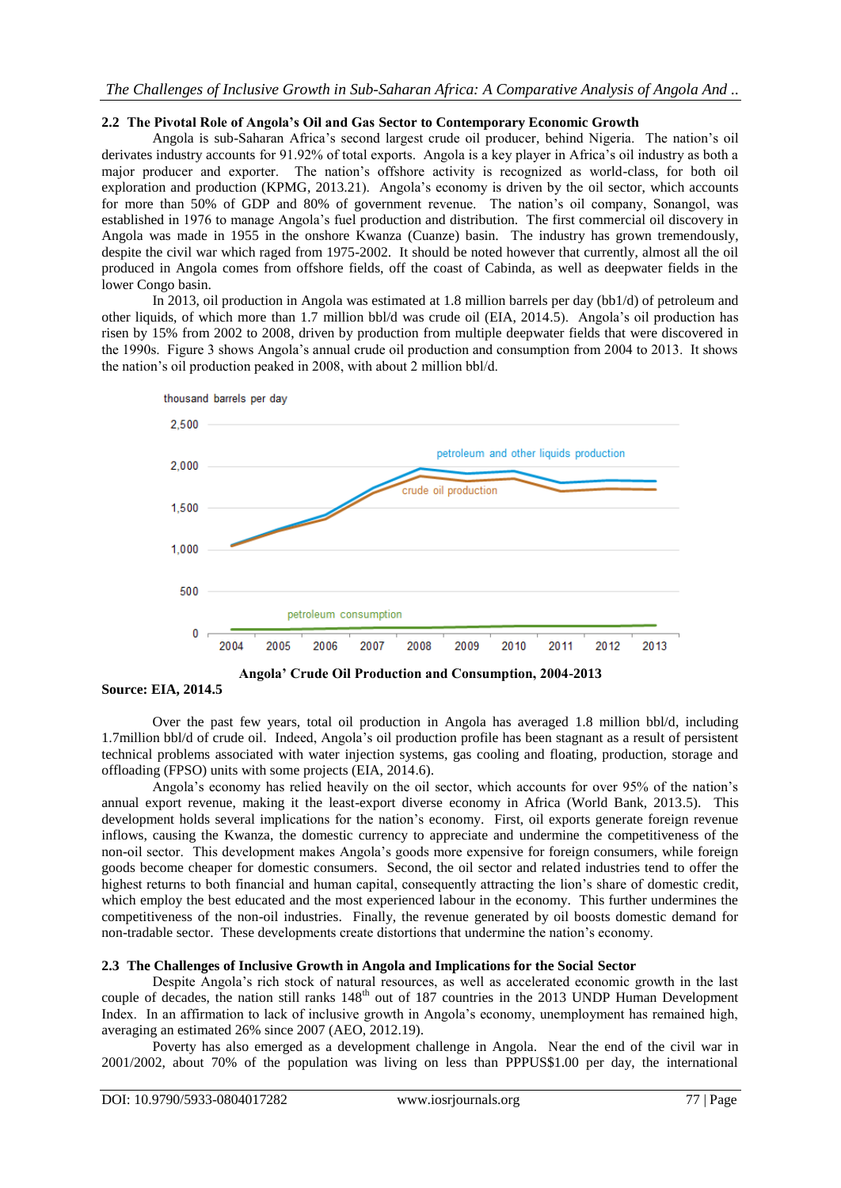### 2.2 The Pivotal Role of Angola's Oil and Gas Sector to Contemporary Economic Growth

Angola is sub-Saharan Africa's second largest crude oil producer, behind Nigeria. The nation's oil derivates industry accounts for 91.92% of total exports. Angola is a key player in Africa's oil industry as both a major producer and exporter. The nation's offshore activity is recognized as world-class, for both oil exploration and production (KPMG, 2013.21). Angola's economy is driven by the oil sector, which accounts for more than 50% of GDP and 80% of government revenue. The nation's oil company, Sonangol, was established in 1976 to manage Angola's fuel production and distribution. The first commercial oil discovery in Angola was made in 1955 in the onshore Kwanza (Cuanze) basin. The industry has grown tremendously, despite the civil war which raged from 1975-2002. It should be noted however that currently, almost all the oil produced in Angola comes from offshore fields, off the coast of Cabinda, as well as deepwater fields in the lower Congo basin.

In 2013, oil production in Angola was estimated at 1.8 million barrels per day (bb1/d) of petroleum and other liquids, of which more than 1.7 million bbl/d was crude oil (EIA, 2014.5). Angola's oil production has risen by 15% from 2002 to 2008, driven by production from multiple deepwater fields that were discovered in the 1990s. Figure 3 shows Angola's annual crude oil production and consumption from 2004 to 2013. It shows the nation's oil production peaked in 2008, with about 2 million bbl/d.

**Angola' Crude Oil Production and Consumption, 2004-2013**

**Source: EIA, 2014.5**

Over the past few years, total oil production in Angola has averaged 1.8 million bbl/d, including 1.7million bbl/d of crude oil. Indeed, Angola's oil production profile has been stagnant as a result of persistent technical problems associated with water injection systems, gas cooling and floating, production, storage and offloading (FPSO) units with some projects (EIA, 2014.6).

Angola's economy has relied heavily on the oil sector, which accounts for over 95% of the nation's annual export revenue, making it the least-export diverse economy in Africa (World Bank, 2013.5). This development holds several implications for the nation's economy. First, oil exports generate foreign revenue inflows, causing the Kwanza, the domestic currency to appreciate and undermine the competitiveness of the non-oil sector. This development makes Angola's goods more expensive for foreign consumers, while foreign goods become cheaper for domestic consumers. Second, the oil sector and related industries tend to offer the highest returns to both financial and human capital, consequently attracting the lion's share of domestic credit, which employ the best educated and the most experienced labour in the economy. This further undermines the competitiveness of the non-oil industries. Finally, the revenue generated by oil boosts domestic demand for non-tradable sector. These developments create distortions that undermine the nation's economy.

### 2.3 The Challenges of Inclusive Growth in Angola and Implications for the Social Sector

Despite Angola's rich stock of natural resources, as well as accelerated economic growth in the last couple of decades, the nation still ranks 148th out of 187 countries in the 2013 UNDP Human Development Index. In an affirmation to lack of inclusive growth in Angola's economy, unemployment has remained high, averaging an estimated 26% since 2007 (AEO, 2012.19).

Poverty has also emerged as a development challenge in Angola. Near the end of the civil war in 2001/2002, about 70% of the population was living on less than PPPUS$1.00 per day, the international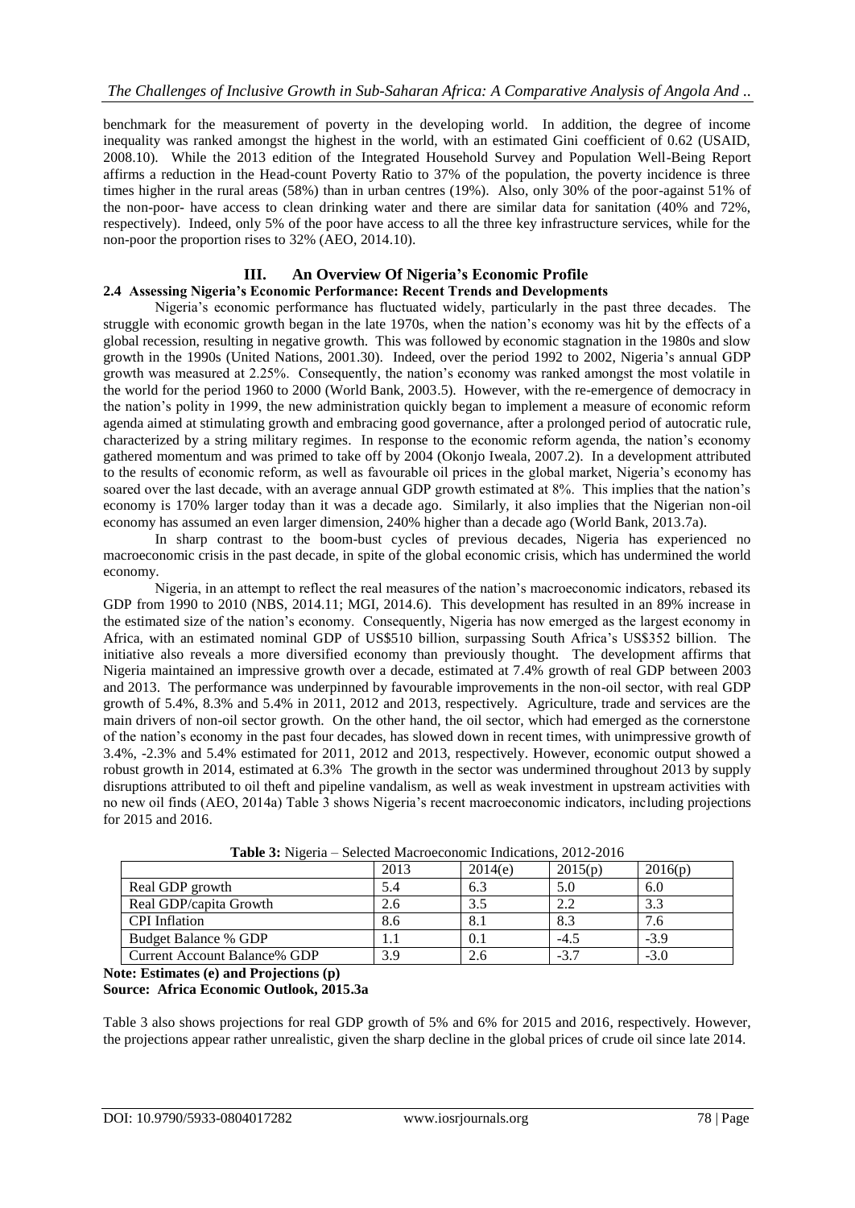benchmark for the measurement of poverty in the developing world. In addition, the degree of income inequality was ranked amongst the highest in the world, with an estimated Gini coefficient of 0.62 (USAID, 2008.10). While the 2013 edition of the Integrated Household Survey and Population Well-Being Report affirms a reduction in the Head-count Poverty Ratio to 37% of the population, the poverty incidence is three times higher in the rural areas (58%) than in urban centres (19%). Also, only 30% of the poor-against 51% of the non-poor- have access to clean drinking water and there are similar data for sanitation (40% and 72%, respectively). Indeed, only 5% of the poor have access to all the three key infrastructure services, while for the non-poor the proportion rises to 32% (AEO, 2014.10).

# III. An Overview Of Nigeria's Economic Profile

## 2.4 Assessing Nigeria's Economic Performance: Recent Trends and Developments

Nigeria's economic performance has fluctuated widely, particularly in the past three decades. The struggle with economic growth began in the late 1970s, when the nation's economy was hit by the effects of a global recession, resulting in negative growth. This was followed by economic stagnation in the 1980s and slow growth in the 1990s (United Nations, 2001.30). Indeed, over the period 1992 to 2002, Nigeria's annual GDP growth was measured at 2.25%. Consequently, the nation's economy was ranked amongst the most volatile in the world for the period 1960 to 2000 (World Bank, 2003.5). However, with the re-emergence of democracy in the nation's polity in 1999, the new administration quickly began to implement a measure of economic reform agenda aimed at stimulating growth and embracing good governance, after a prolonged period of autocratic rule, characterized by a string military regimes. In response to the economic reform agenda, the nation's economy gathered momentum and was primed to take off by 2004 (Okonjo Iweala, 2007.2). In a development attributed to the results of economic reform, as well as favourable oil prices in the global market, Nigeria's economy has soared over the last decade, with an average annual GDP growth estimated at 8%. This implies that the nation's economy is 170% larger today than it was a decade ago. Similarly, it also implies that the Nigerian non-oil economy has assumed an even larger dimension, 240% higher than a decade ago (World Bank, 2013.7a).

In sharp contrast to the boom-bust cycles of previous decades, Nigeria has experienced no macroeconomic crisis in the past decade, in spite of the global economic crisis, which has undermined the world economy.

Nigeria, in an attempt to reflect the real measures of the nation's macroeconomic indicators, rebased its GDP from 1990 to 2010 (NBS, 2014.11; MGI, 2014.6). This development has resulted in an 89% increase in the estimated size of the nation's economy. Consequently, Nigeria has now emerged as the largest economy in Africa, with an estimated nominal GDP of US$510 billion, surpassing South Africa's US$352 billion. The initiative also reveals a more diversified economy than previously thought. The development affirms that Nigeria maintained an impressive growth over a decade, estimated at 7.4% growth of real GDP between 2003 and 2013. The performance was underpinned by favourable improvements in the non-oil sector, with real GDP growth of 5.4%, 8.3% and 5.4% in 2011, 2012 and 2013, respectively. Agriculture, trade and services are the main drivers of non-oil sector growth. On the other hand, the oil sector, which had emerged as the cornerstone of the nation's economy in the past four decades, has slowed down in recent times, with unimpressive growth of 3.4%, -2.3% and 5.4% estimated for 2011, 2012 and 2013, respectively. However, economic output showed a robust growth in 2014, estimated at 6.3% The growth in the sector was undermined throughout 2013 by supply disruptions attributed to oil theft and pipeline vandalism, as well as weak investment in upstream activities with no new oil finds (AEO, 2014a) Table 3 shows Nigeria's recent macroeconomic indicators, including projections for 2015 and 2016.

**Table 3:** Nigeria – Selected Macroeconomic Indications, 2012-2016

| | 2013 | 2014(e) | 2015(p) | 2016(p) |
|---|---|---|---|---|
| Real GDP growth | 5.4 | 6.3 | 5.0 | 6.0 |
| Real GDP/capita Growth | 2.6 | 3.5 | 2.2 | 3.3 |
| CPI Inflation | 8.6 | 8.1 | 8.3 | 7.6 |
| Budget Balance % GDP | 1.1 | 0.1 | -4.5 | -3.9 |
| Current Account Balance% GDP | 3.9 | 2.6 | -3.7 | -3.0 |

**Note: Estimates (e) and Projections (p)**
**Source: Africa Economic Outlook, 2015.3a**

Table 3 also shows projections for real GDP growth of 5% and 6% for 2015 and 2016, respectively. However, the projections appear rather unrealistic, given the sharp decline in the global prices of crude oil since late 2014.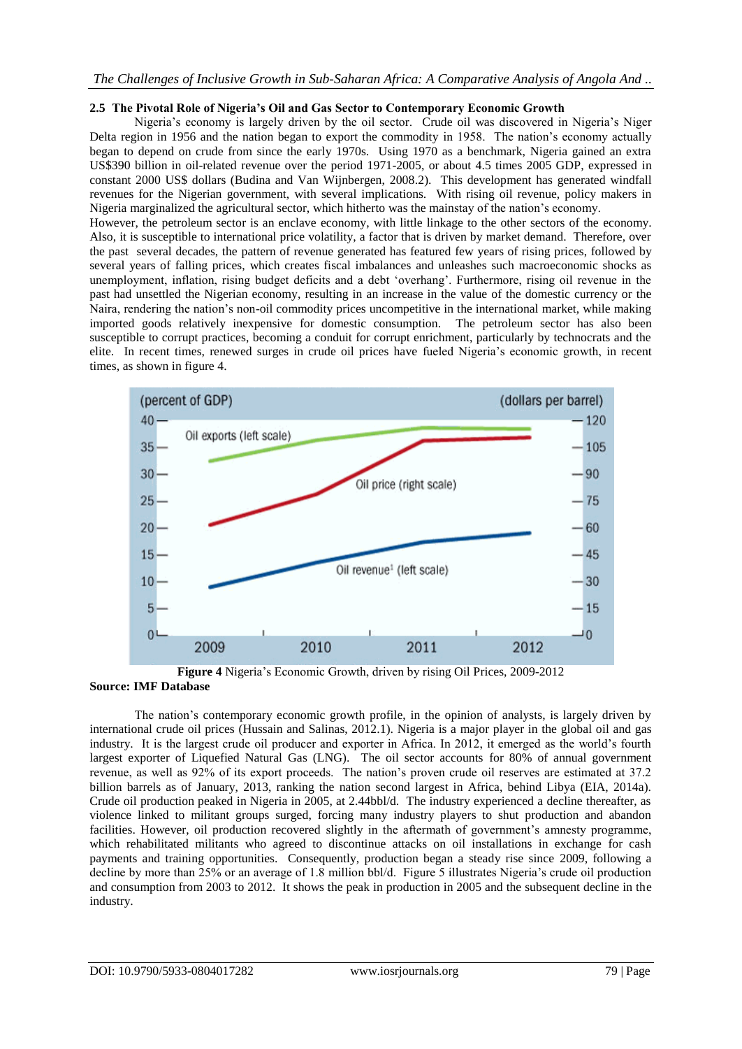### 2.5 The Pivotal Role of Nigeria's Oil and Gas Sector to Contemporary Economic Growth

Nigeria's economy is largely driven by the oil sector. Crude oil was discovered in Nigeria's Niger Delta region in 1956 and the nation began to export the commodity in 1958. The nation's economy actually began to depend on crude from since the early 1970s. Using 1970 as a benchmark, Nigeria gained an extra US$390 billion in oil-related revenue over the period 1971-2005, or about 4.5 times 2005 GDP, expressed in constant 2000 US$ dollars (Budina and Van Wijnbergen, 2008.2). This development has generated windfall revenues for the Nigerian government, with several implications. With rising oil revenue, policy makers in Nigeria marginalized the agricultural sector, which hitherto was the mainstay of the nation's economy.

However, the petroleum sector is an enclave economy, with little linkage to the other sectors of the economy. Also, it is susceptible to international price volatility, a factor that is driven by market demand. Therefore, over the past several decades, the pattern of revenue generated has featured few years of rising prices, followed by several years of falling prices, which creates fiscal imbalances and unleashes such macroeconomic shocks as unemployment, inflation, rising budget deficits and a debt 'overhang'. Furthermore, rising oil revenue in the past had unsettled the Nigerian economy, resulting in an increase in the value of the domestic currency or the Naira, rendering the nation's non-oil commodity prices uncompetitive in the international market, while making imported goods relatively inexpensive for domestic consumption. The petroleum sector has also been susceptible to corrupt practices, becoming a conduit for corrupt enrichment, particularly by technocrats and the elite. In recent times, renewed surges in crude oil prices have fueled Nigeria's economic growth, in recent times, as shown in figure 4.

**Figure 4** Nigeria's Economic Growth, driven by rising Oil Prices, 2009-2012

**Source: IMF Database**

The nation's contemporary economic growth profile, in the opinion of analysts, is largely driven by international crude oil prices (Hussain and Salinas, 2012.1). Nigeria is a major player in the global oil and gas industry. It is the largest crude oil producer and exporter in Africa. In 2012, it emerged as the world's fourth largest exporter of Liquefied Natural Gas (LNG). The oil sector accounts for 80% of annual government revenue, as well as 92% of its export proceeds. The nation's proven crude oil reserves are estimated at 37.2 billion barrels as of January, 2013, ranking the nation second largest in Africa, behind Libya (EIA, 2014a). Crude oil production peaked in Nigeria in 2005, at 2.44bbl/d. The industry experienced a decline thereafter, as violence linked to militant groups surged, forcing many industry players to shut production and abandon facilities. However, oil production recovered slightly in the aftermath of government's amnesty programme, which rehabilitated militants who agreed to discontinue attacks on oil installations in exchange for cash payments and training opportunities. Consequently, production began a steady rise since 2009, following a decline by more than 25% or an average of 1.8 million bbl/d. Figure 5 illustrates Nigeria's crude oil production and consumption from 2003 to 2012. It shows the peak in production in 2005 and the subsequent decline in the industry.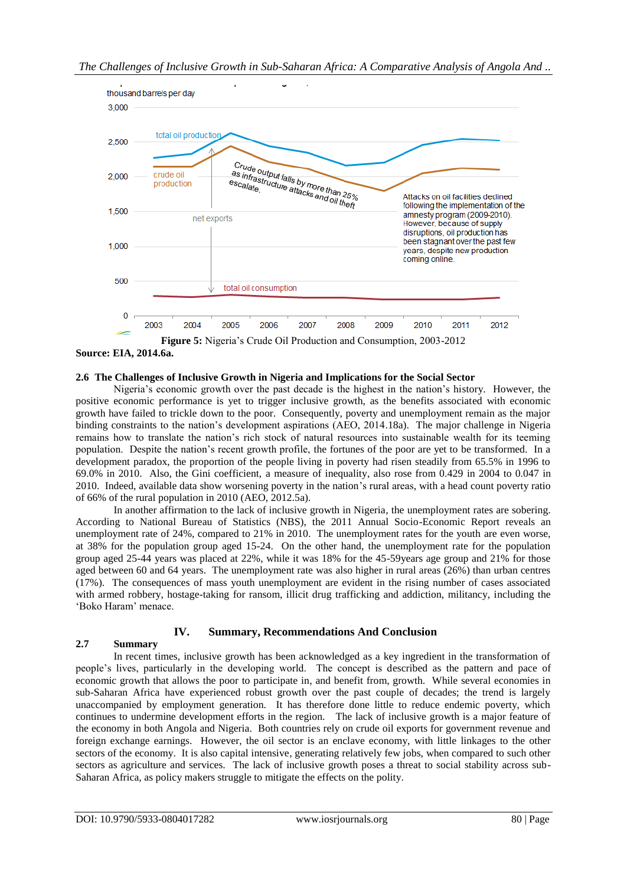thousand barrels per day

3,000

2,500

2,000

1,500

1,000

500

0

2003 2004 2005 2006 2007 2008 2009 2010 2011 2012

total oil production

crude oil production

net exports

total oil consumption

Crude output falls by more than 25% as infrastructure attacks and oil theft escalate.

Attacks on oil facilities declined following the implementation of the amnesty program (2009-2010). However, because of supply disruptions, oil production has been stagnant over the past few years, despite new production coming online.

**Figure 5:** Nigeria's Crude Oil Production and Consumption, 2003-2012

**Source: EIA, 2014.6a.**

### 2.6 The Challenges of Inclusive Growth in Nigeria and Implications for the Social Sector

Nigeria's economic growth over the past decade is the highest in the nation's history. However, the positive economic performance is yet to trigger inclusive growth, as the benefits associated with economic growth have failed to trickle down to the poor. Consequently, poverty and unemployment remain as the major binding constraints to the nation's development aspirations (AEO, 2014.18a). The major challenge in Nigeria remains how to translate the nation's rich stock of natural resources into sustainable wealth for its teeming population. Despite the nation's recent growth profile, the fortunes of the poor are yet to be transformed. In a development paradox, the proportion of the people living in poverty had risen steadily from 65.5% in 1996 to 69.0% in 2010. Also, the Gini coefficient, a measure of inequality, also rose from 0.429 in 2004 to 0.047 in 2010. Indeed, available data show worsening poverty in the nation's rural areas, with a head count poverty ratio of 66% of the rural population in 2010 (AEO, 2012.5a).

In another affirmation to the lack of inclusive growth in Nigeria, the unemployment rates are sobering. According to National Bureau of Statistics (NBS), the 2011 Annual Socio-Economic Report reveals an unemployment rate of 24%, compared to 21% in 2010. The unemployment rates for the youth are even worse, at 38% for the population group aged 15-24. On the other hand, the unemployment rate for the population group aged 25-44 years was placed at 22%, while it was 18% for the 45-59years age group and 21% for those aged between 60 and 64 years. The unemployment rate was also higher in rural areas (26%) than urban centres (17%). The consequences of mass youth unemployment are evident in the rising number of cases associated with armed robbery, hostage-taking for ransom, illicit drug trafficking and addiction, militancy, including the 'Boko Haram' menace.

## IV. Summary, Recommendations And Conclusion

### 2.7 Summary

In recent times, inclusive growth has been acknowledged as a key ingredient in the transformation of people's lives, particularly in the developing world. The concept is described as the pattern and pace of economic growth that allows the poor to participate in, and benefit from, growth. While several economies in sub-Saharan Africa have experienced robust growth over the past couple of decades; the trend is largely unaccompanied by employment generation. It has therefore done little to reduce endemic poverty, which continues to undermine development efforts in the region. The lack of inclusive growth is a major feature of the economy in both Angola and Nigeria. Both countries rely on crude oil exports for government revenue and foreign exchange earnings. However, the oil sector is an enclave economy, with little linkages to the other sectors of the economy. It is also capital intensive, generating relatively few jobs, when compared to such other sectors as agriculture and services. The lack of inclusive growth poses a threat to social stability across sub-Saharan Africa, as policy makers struggle to mitigate the effects on the polity.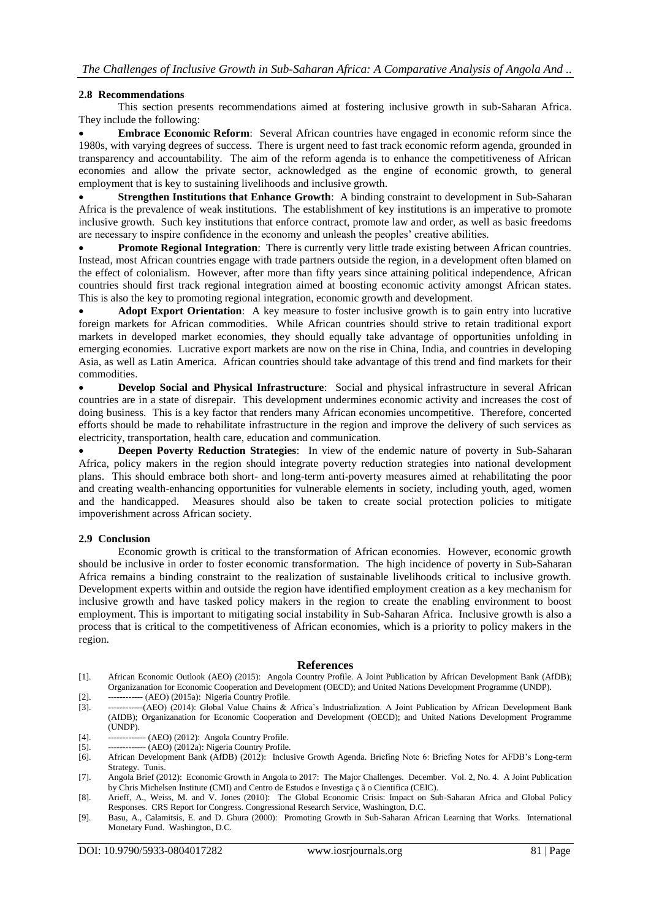### 2.8 Recommendations

This section presents recommendations aimed at fostering inclusive growth in sub-Saharan Africa. They include the following:

- **Embrace Economic Reform**: Several African countries have engaged in economic reform since the 1980s, with varying degrees of success. There is urgent need to fast track economic reform agenda, grounded in transparency and accountability. The aim of the reform agenda is to enhance the competitiveness of African economies and allow the private sector, acknowledged as the engine of economic growth, to general employment that is key to sustaining livelihoods and inclusive growth.
- **Strengthen Institutions that Enhance Growth**: A binding constraint to development in Sub-Saharan Africa is the prevalence of weak institutions. The establishment of key institutions is an imperative to promote inclusive growth. Such key institutions that enforce contract, promote law and order, as well as basic freedoms are necessary to inspire confidence in the economy and unleash the peoples' creative abilities.
- **Promote Regional Integration**: There is currently very little trade existing between African countries. Instead, most African countries engage with trade partners outside the region, in a development often blamed on the effect of colonialism. However, after more than fifty years since attaining political independence, African countries should first track regional integration aimed at boosting economic activity amongst African states. This is also the key to promoting regional integration, economic growth and development.
- **Adopt Export Orientation**: A key measure to foster inclusive growth is to gain entry into lucrative foreign markets for African commodities. While African countries should strive to retain traditional export markets in developed market economies, they should equally take advantage of opportunities unfolding in emerging economies. Lucrative export markets are now on the rise in China, India, and countries in developing Asia, as well as Latin America. African countries should take advantage of this trend and find markets for their commodities.
- **Develop Social and Physical Infrastructure**: Social and physical infrastructure in several African countries are in a state of disrepair. This development undermines economic activity and increases the cost of doing business. This is a key factor that renders many African economies uncompetitive. Therefore, concerted efforts should be made to rehabilitate infrastructure in the region and improve the delivery of such services as electricity, transportation, health care, education and communication.
- **Deepen Poverty Reduction Strategies**: In view of the endemic nature of poverty in Sub-Saharan Africa, policy makers in the region should integrate poverty reduction strategies into national development plans. This should embrace both short- and long-term anti-poverty measures aimed at rehabilitating the poor and creating wealth-enhancing opportunities for vulnerable elements in society, including youth, aged, women and the handicapped. Measures should also be taken to create social protection policies to mitigate impoverishment across African society.

### 2.9 Conclusion

Economic growth is critical to the transformation of African economies. However, economic growth should be inclusive in order to foster economic transformation. The high incidence of poverty in Sub-Saharan Africa remains a binding constraint to the realization of sustainable livelihoods critical to inclusive growth. Development experts within and outside the region have identified employment creation as a key mechanism for inclusive growth and have tasked policy makers in the region to create the enabling environment to boost employment. This is important to mitigating social instability in Sub-Saharan Africa. Inclusive growth is also a process that is critical to the competitiveness of African economies, which is a priority to policy makers in the region.

## References

[1]. African Economic Outlook (AEO) (2015): Angola Country Profile. A Joint Publication by African Development Bank (AfDB); Organizanation for Economic Cooperation and Development (OECD); and United Nations Development Programme (UNDP).

[2]. ------------ (AEO) (2015a): Nigeria Country Profile.

[3]. ------------(AEO) (2014): Global Value Chains & Africa's Industrialization. A Joint Publication by African Development Bank (AfDB); Organizanation for Economic Cooperation and Development (OECD); and United Nations Development Programme (UNDP).

[4]. ------------- (AEO) (2012): Angola Country Profile.

[5]. ------------- (AEO) (2012a): Nigeria Country Profile.

[6]. African Development Bank (AfDB) (2012): Inclusive Growth Agenda. Briefing Note 6: Briefing Notes for AFDB's Long-term Strategy. Tunis.

[7]. Angola Brief (2012): Economic Growth in Angola to 2017: The Major Challenges. December. Vol. 2, No. 4. A Joint Publication by Chris Michelsen Institute (CMI) and Centro de Estudos e Investiga ç ã o Cientifica (CEIC).

[8]. Arieff, A., Weiss, M. and V. Jones (2010): The Global Economic Crisis: Impact on Sub-Saharan Africa and Global Policy Responses. CRS Report for Congress. Congressional Research Service, Washington, D.C.

[9]. Basu, A., Calamitsis, E. and D. Ghura (2000): Promoting Growth in Sub-Saharan African Learning that Works. International Monetary Fund. Washington, D.C.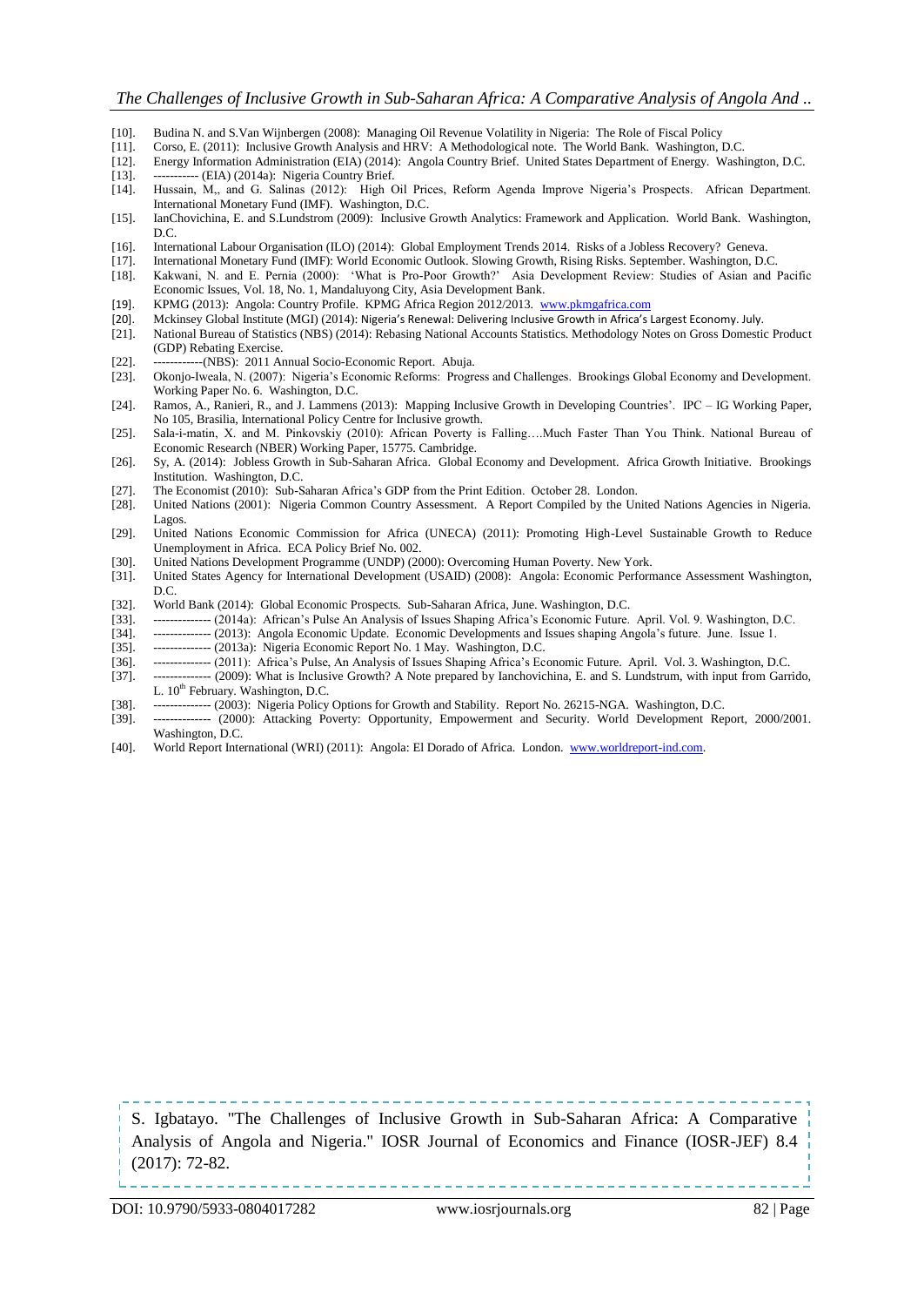[10]. Budina N. and S.Van Wijnbergen (2008): Managing Oil Revenue Volatility in Nigeria: The Role of Fiscal Policy

[11]. Corso, E. (2011): Inclusive Growth Analysis and HRV: A Methodological note. The World Bank. Washington, D.C.

[12]. Energy Information Administration (EIA) (2014): Angola Country Brief. United States Department of Energy. Washington, D.C.

[13]. ----------- (EIA) (2014a): Nigeria Country Brief.

[14]. Hussain, M,, and G. Salinas (2012): High Oil Prices, Reform Agenda Improve Nigeria's Prospects. African Department. International Monetary Fund (IMF). Washington, D.C.

[15]. IanChovichina, E. and S.Lundstrom (2009): Inclusive Growth Analytics: Framework and Application. World Bank. Washington, D.C.

[16]. International Labour Organisation (ILO) (2014): Global Employment Trends 2014. Risks of a Jobless Recovery? Geneva.

[17]. International Monetary Fund (IMF): World Economic Outlook. Slowing Growth, Rising Risks. September. Washington, D.C.

[18]. Kakwani, N. and E. Pernia (2000): 'What is Pro-Poor Growth?' Asia Development Review: Studies of Asian and Pacific Economic Issues, Vol. 18, No. 1, Mandaluyong City, Asia Development Bank.

[19]. KPMG (2013): Angola: Country Profile. KPMG Africa Region 2012/2013. www.pkmgafrica.com

[20]. Mckinsey Global Institute (MGI) (2014): Nigeria's Renewal: Delivering Inclusive Growth in Africa's Largest Economy. July.

[21]. National Bureau of Statistics (NBS) (2014): Rebasing National Accounts Statistics. Methodology Notes on Gross Domestic Product (GDP) Rebating Exercise.

[22]. ------------(NBS): 2011 Annual Socio-Economic Report. Abuja.

[23]. Okonjo-Iweala, N. (2007): Nigeria's Economic Reforms: Progress and Challenges. Brookings Global Economy and Development. Working Paper No. 6. Washington, D.C.

[24]. Ramos, A., Ranieri, R., and J. Lammens (2013): Mapping Inclusive Growth in Developing Countries'. IPC – IG Working Paper, No 105, Brasilia, International Policy Centre for Inclusive growth.

[25]. Sala-i-matin, X. and M. Pinkovskiy (2010): African Poverty is Falling….Much Faster Than You Think. National Bureau of Economic Research (NBER) Working Paper, 15775. Cambridge.

[26]. Sy, A. (2014): Jobless Growth in Sub-Saharan Africa. Global Economy and Development. Africa Growth Initiative. Brookings Institution. Washington, D.C.

[27]. The Economist (2010): Sub-Saharan Africa's GDP from the Print Edition. October 28. London.

[28]. United Nations (2001): Nigeria Common Country Assessment. A Report Compiled by the United Nations Agencies in Nigeria. Lagos.

[29]. United Nations Economic Commission for Africa (UNECA) (2011): Promoting High-Level Sustainable Growth to Reduce Unemployment in Africa. ECA Policy Brief No. 002.

[30]. United Nations Development Programme (UNDP) (2000): Overcoming Human Poverty. New York.

[31]. United States Agency for International Development (USAID) (2008): Angola: Economic Performance Assessment Washington, D.C.

[32]. World Bank (2014): Global Economic Prospects. Sub-Saharan Africa, June. Washington, D.C.

[33]. -------------- (2014a): African's Pulse An Analysis of Issues Shaping Africa's Economic Future. April. Vol. 9. Washington, D.C.

[34]. -------------- (2013): Angola Economic Update. Economic Developments and Issues shaping Angola's future. June. Issue 1.

[35]. -------------- (2013a): Nigeria Economic Report No. 1 May. Washington, D.C.

[36]. -------------- (2011): Africa's Pulse, An Analysis of Issues Shaping Africa's Economic Future. April. Vol. 3. Washington, D.C.

[37]. -------------- (2009): What is Inclusive Growth? A Note prepared by Ianchovichina, E. and S. Lundstrum, with input from Garrido, L. 10th February. Washington, D.C.

[38]. -------------- (2003): Nigeria Policy Options for Growth and Stability. Report No. 26215-NGA. Washington, D.C.

[39]. -------------- (2000): Attacking Poverty: Opportunity, Empowerment and Security. World Development Report, 2000/2001. Washington, D.C.

[40]. World Report International (WRI) (2011): Angola: El Dorado of Africa. London. www.worldreport-ind.com.

S. Igbatayo. "The Challenges of Inclusive Growth in Sub-Saharan Africa: A Comparative Analysis of Angola and Nigeria." IOSR Journal of Economics and Finance (IOSR-JEF) 8.4 (2017): 72-82.